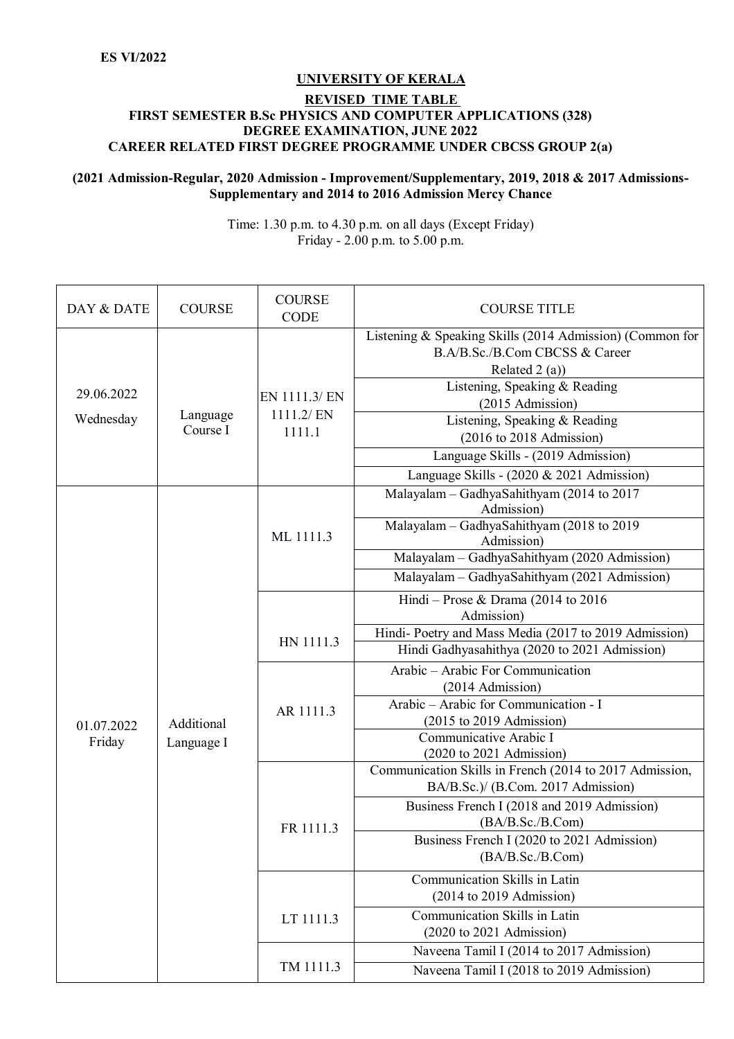**ES VI/2022**

**UNIVERSITY OF KERALA**

**REVISED TIME TABLE**

**FIRST SEMESTER B.Sc PHYSICS AND COMPUTER APPLICATIONS (328) DEGREE EXAMINATION, JUNE 2022**

**CAREER RELATED FIRST DEGREE PROGRAMME UNDER CBCSS GROUP 2(a)**

**(2021 Admission-Regular, 2020 Admission - Improvement/Supplementary, 2019, 2018 & 2017 Admissions-Supplementary and 2014 to 2016 Admission Mercy Chance**

Time: 1.30 p.m. to 4.30 p.m. on all days (Except Friday)
Friday - 2.00 p.m. to 5.00 p.m.

| DAY & DATE | COURSE | COURSE CODE | COURSE TITLE |
|---|---|---|---|
| 29.06.2022 Wednesday | Language Course I | EN 1111.3/ EN 1111.2/ EN 1111.1 | Listening & Speaking Skills (2014 Admission) (Common for B.A/B.Sc./B.Com CBCSS & Career Related 2 (a)) |
| | | | Listening, Speaking & Reading (2015 Admission) |
| | | | Listening, Speaking & Reading (2016 to 2018 Admission) |
| | | | Language Skills - (2019 Admission) |
| | | | Language Skills - (2020 & 2021 Admission) |
| 01.07.2022 Friday | Additional Language I | ML 1111.3 | Malayalam – GadhyaSahithyam (2014 to 2017 Admission) |
| | | | Malayalam – GadhyaSahithyam (2018 to 2019 Admission) |
| | | | Malayalam – GadhyaSahithyam (2020 Admission) |
| | | | Malayalam – GadhyaSahithyam (2021 Admission) |
| | | HN 1111.3 | Hindi – Prose & Drama (2014 to 2016 Admission) |
| | | | Hindi- Poetry and Mass Media (2017 to 2019 Admission) |
| | | | Hindi Gadhyasahithya (2020 to 2021 Admission) |
| | | AR 1111.3 | Arabic – Arabic For Communication (2014 Admission) |
| | | | Arabic – Arabic for Communication - I (2015 to 2019 Admission) |
| | | | Communicative Arabic I (2020 to 2021 Admission) |
| | | FR 1111.3 | Communication Skills in French (2014 to 2017 Admission, BA/B.Sc.)/ (B.Com. 2017 Admission) |
| | | | Business French I (2018 and 2019 Admission) (BA/B.Sc./B.Com) |
| | | | Business French I (2020 to 2021 Admission) (BA/B.Sc./B.Com) |
| | | LT 1111.3 | Communication Skills in Latin (2014 to 2019 Admission) |
| | | | Communication Skills in Latin (2020 to 2021 Admission) |
| | | TM 1111.3 | Naveena Tamil I (2014 to 2017 Admission) |
| | | | Naveena Tamil I (2018 to 2019 Admission) |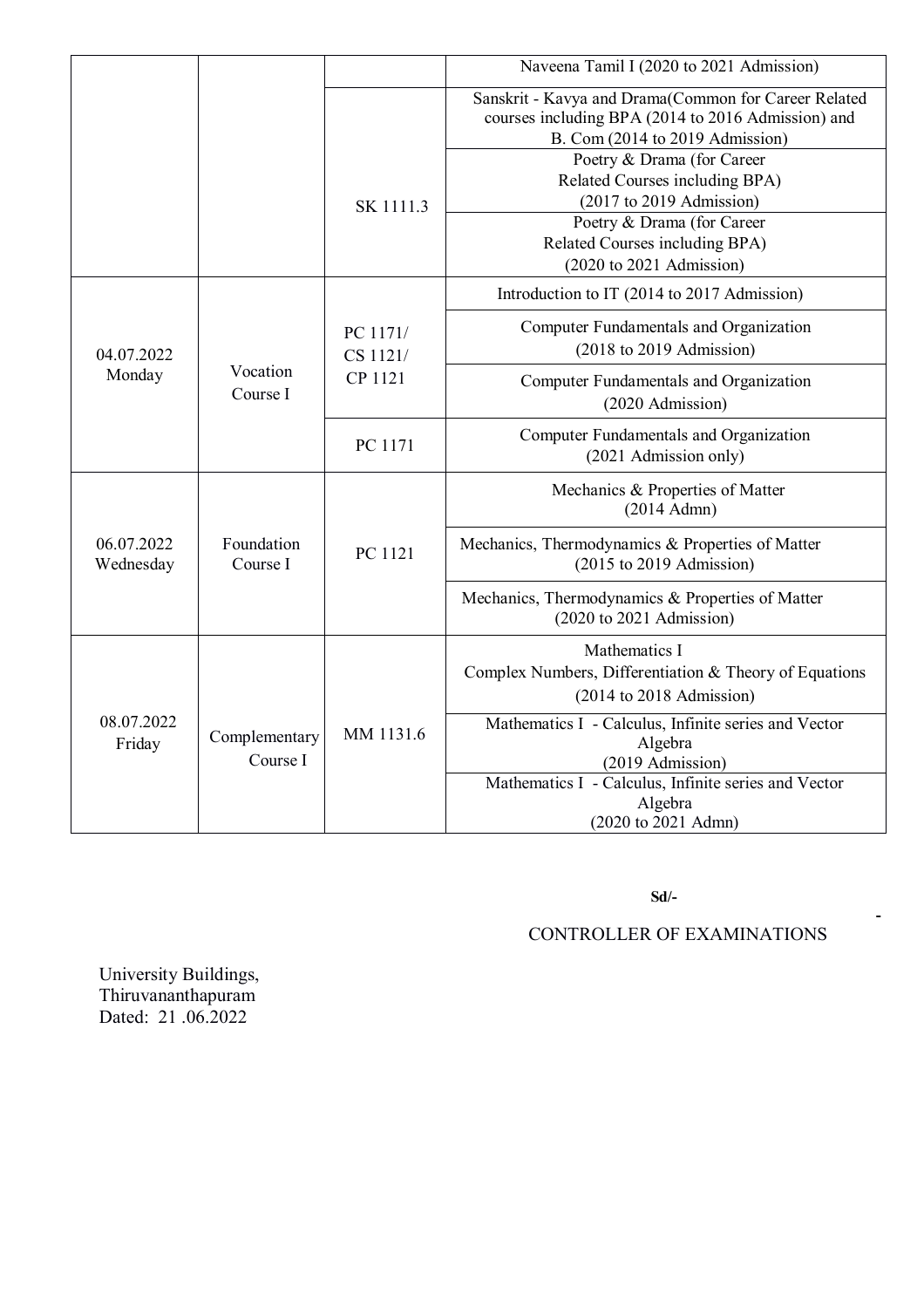| | | | |
|---|---|---|---|
| | | | Naveena Tamil I (2020 to 2021 Admission) |
| | | SK 1111.3 | Sanskrit - Kavya and Drama(Common for Career Related courses including BPA (2014 to 2016 Admission) and B. Com (2014 to 2019 Admission) |
| | | | Poetry & Drama (for Career Related Courses including BPA) (2017 to 2019 Admission) |
| | | | Poetry & Drama (for Career Related Courses including BPA) (2020 to 2021 Admission) |
| 04.07.2022 Monday | Vocation Course I | PC 1171/ CS 1121/ CP 1121 | Introduction to IT (2014 to 2017 Admission) |
| | | | Computer Fundamentals and Organization (2018 to 2019 Admission) |
| | | | Computer Fundamentals and Organization (2020 Admission) |
| | | PC 1171 | Computer Fundamentals and Organization (2021 Admission only) |
| 06.07.2022 Wednesday | Foundation Course I | PC 1121 | Mechanics & Properties of Matter (2014 Admn) |
| | | | Mechanics, Thermodynamics & Properties of Matter (2015 to 2019 Admission) |
| | | | Mechanics, Thermodynamics & Properties of Matter (2020 to 2021 Admission) |
| 08.07.2022 Friday | Complementary Course I | MM 1131.6 | Mathematics I Complex Numbers, Differentiation & Theory of Equations (2014 to 2018 Admission) |
| | | | Mathematics I - Calculus, Infinite series and Vector Algebra (2019 Admission) |
| | | | Mathematics I - Calculus, Infinite series and Vector Algebra (2020 to 2021 Admn) |

**Sd/-**

CONTROLLER OF EXAMINATIONS

University Buildings,
Thiruvananthapuram
Dated: 21 .06.2022